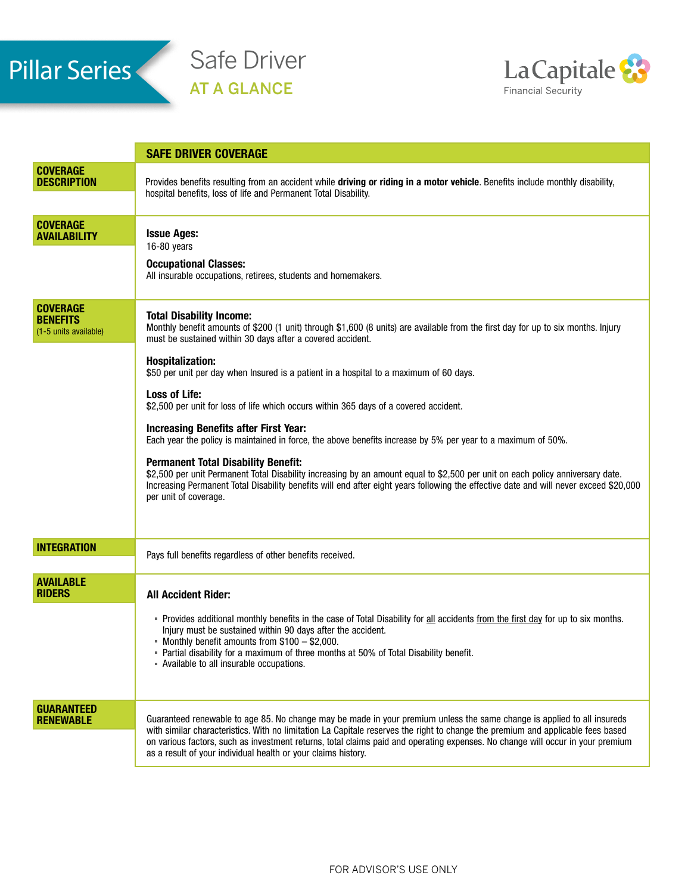# Pillar Series

## Safe Driver

### AT A GLANCE

La Capitale Financial Security

| | SAFE DRIVER COVERAGE |
|---|---|
| **COVERAGE DESCRIPTION** | Provides benefits resulting from an accident while **driving or riding in a motor vehicle**. Benefits include monthly disability, hospital benefits, loss of life and Permanent Total Disability. |
| **COVERAGE AVAILABILITY** | **Issue Ages:**<br>16-80 years<br><br>**Occupational Classes:**<br>All insurable occupations, retirees, students and homemakers. |
| **COVERAGE BENEFITS**<br>(1-5 units available) | **Total Disability Income:**<br>Monthly benefit amounts of $200 (1 unit) through $1,600 (8 units) are available from the first day for up to six months. Injury must be sustained within 30 days after a covered accident.<br><br>**Hospitalization:**<br>$50 per unit per day when Insured is a patient in a hospital to a maximum of 60 days.<br><br>**Loss of Life:**<br>$2,500 per unit for loss of life which occurs within 365 days of a covered accident.<br><br>**Increasing Benefits after First Year:**<br>Each year the policy is maintained in force, the above benefits increase by 5% per year to a maximum of 50%.<br><br>**Permanent Total Disability Benefit:**<br>$2,500 per unit Permanent Total Disability increasing by an amount equal to $2,500 per unit on each policy anniversary date. Increasing Permanent Total Disability benefits will end after eight years following the effective date and will never exceed $20,000 per unit of coverage. |
| **INTEGRATION** | Pays full benefits regardless of other benefits received. |
| **AVAILABLE RIDERS** | **All Accident Rider:**<br>▪ Provides additional monthly benefits in the case of Total Disability for all accidents from the first day for up to six months. Injury must be sustained within 90 days after the accident.<br>▪ Monthly benefit amounts from $100 – $2,000.<br>▪ Partial disability for a maximum of three months at 50% of Total Disability benefit.<br>▪ Available to all insurable occupations. |
| **GUARANTEED RENEWABLE** | Guaranteed renewable to age 85. No change may be made in your premium unless the same change is applied to all insureds with similar characteristics. With no limitation La Capitale reserves the right to change the premium and applicable fees based on various factors, such as investment returns, total claims paid and operating expenses. No change will occur in your premium as a result of your individual health or your claims history. |

FOR ADVISOR'S USE ONLY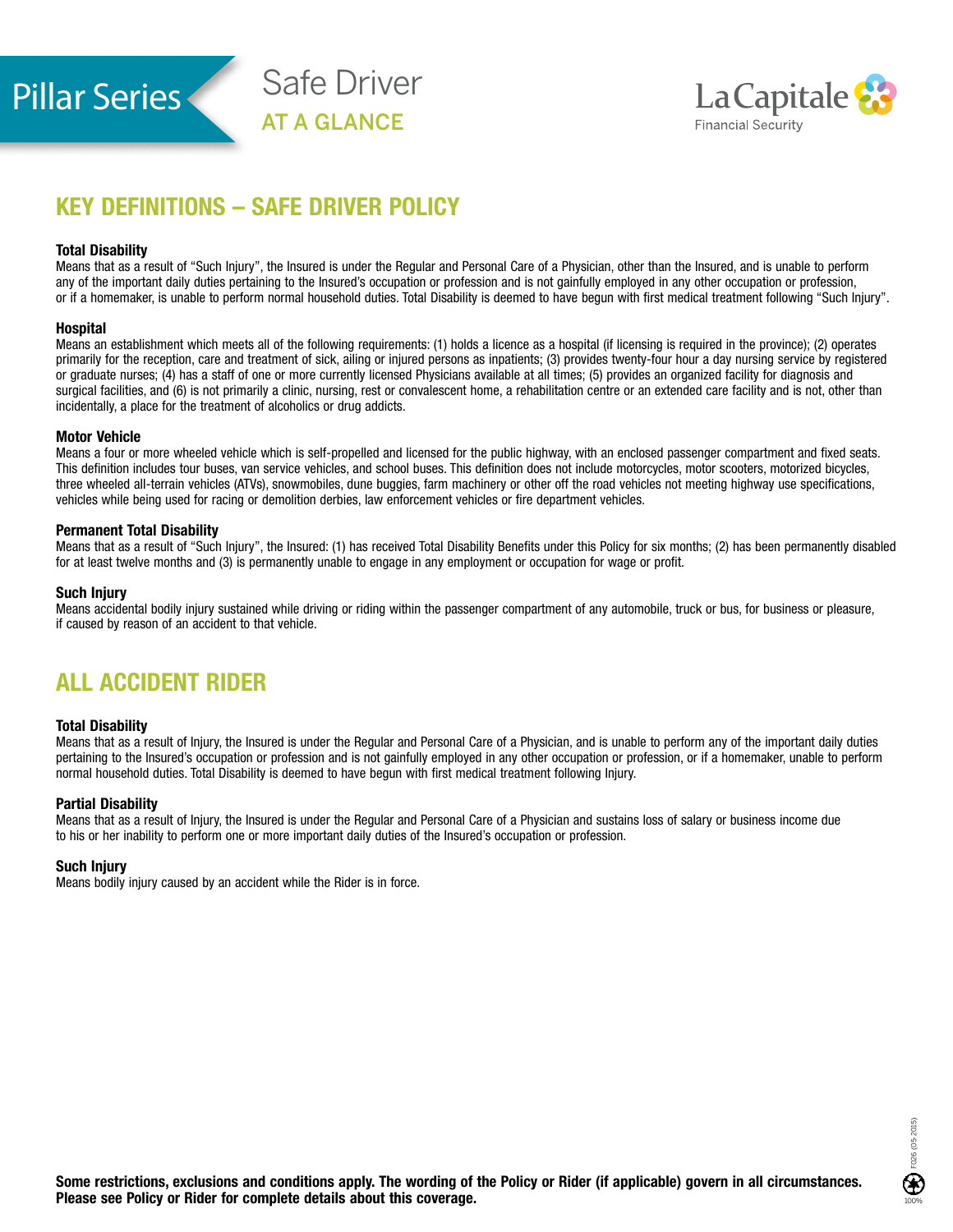Pillar Series

Safe Driver
AT A GLANCE

La Capitale Financial Security

## KEY DEFINITIONS – SAFE DRIVER POLICY

**Total Disability**
Means that as a result of "Such Injury", the Insured is under the Regular and Personal Care of a Physician, other than the Insured, and is unable to perform any of the important daily duties pertaining to the Insured's occupation or profession and is not gainfully employed in any other occupation or profession, or if a homemaker, is unable to perform normal household duties. Total Disability is deemed to have begun with first medical treatment following "Such Injury".

**Hospital**
Means an establishment which meets all of the following requirements: (1) holds a licence as a hospital (if licensing is required in the province); (2) operates primarily for the reception, care and treatment of sick, ailing or injured persons as inpatients; (3) provides twenty-four hour a day nursing service by registered or graduate nurses; (4) has a staff of one or more currently licensed Physicians available at all times; (5) provides an organized facility for diagnosis and surgical facilities, and (6) is not primarily a clinic, nursing, rest or convalescent home, a rehabilitation centre or an extended care facility and is not, other than incidentally, a place for the treatment of alcoholics or drug addicts.

**Motor Vehicle**
Means a four or more wheeled vehicle which is self-propelled and licensed for the public highway, with an enclosed passenger compartment and fixed seats. This definition includes tour buses, van service vehicles, and school buses. This definition does not include motorcycles, motor scooters, motorized bicycles, three wheeled all-terrain vehicles (ATVs), snowmobiles, dune buggies, farm machinery or other off the road vehicles not meeting highway use specifications, vehicles while being used for racing or demolition derbies, law enforcement vehicles or fire department vehicles.

**Permanent Total Disability**
Means that as a result of "Such Injury", the Insured: (1) has received Total Disability Benefits under this Policy for six months; (2) has been permanently disabled for at least twelve months and (3) is permanently unable to engage in any employment or occupation for wage or profit.

**Such Injury**
Means accidental bodily injury sustained while driving or riding within the passenger compartment of any automobile, truck or bus, for business or pleasure, if caused by reason of an accident to that vehicle.

## ALL ACCIDENT RIDER

**Total Disability**
Means that as a result of Injury, the Insured is under the Regular and Personal Care of a Physician, and is unable to perform any of the important daily duties pertaining to the Insured's occupation or profession and is not gainfully employed in any other occupation or profession, or if a homemaker, unable to perform normal household duties. Total Disability is deemed to have begun with first medical treatment following Injury.

**Partial Disability**
Means that as a result of Injury, the Insured is under the Regular and Personal Care of a Physician and sustains loss of salary or business income due to his or her inability to perform one or more important daily duties of the Insured's occupation or profession.

**Such Injury**
Means bodily injury caused by an accident while the Rider is in force.

**Some restrictions, exclusions and conditions apply. The wording of the Policy or Rider (if applicable) govern in all circumstances. Please see Policy or Rider for complete details about this coverage.**

F026 (05-2015)